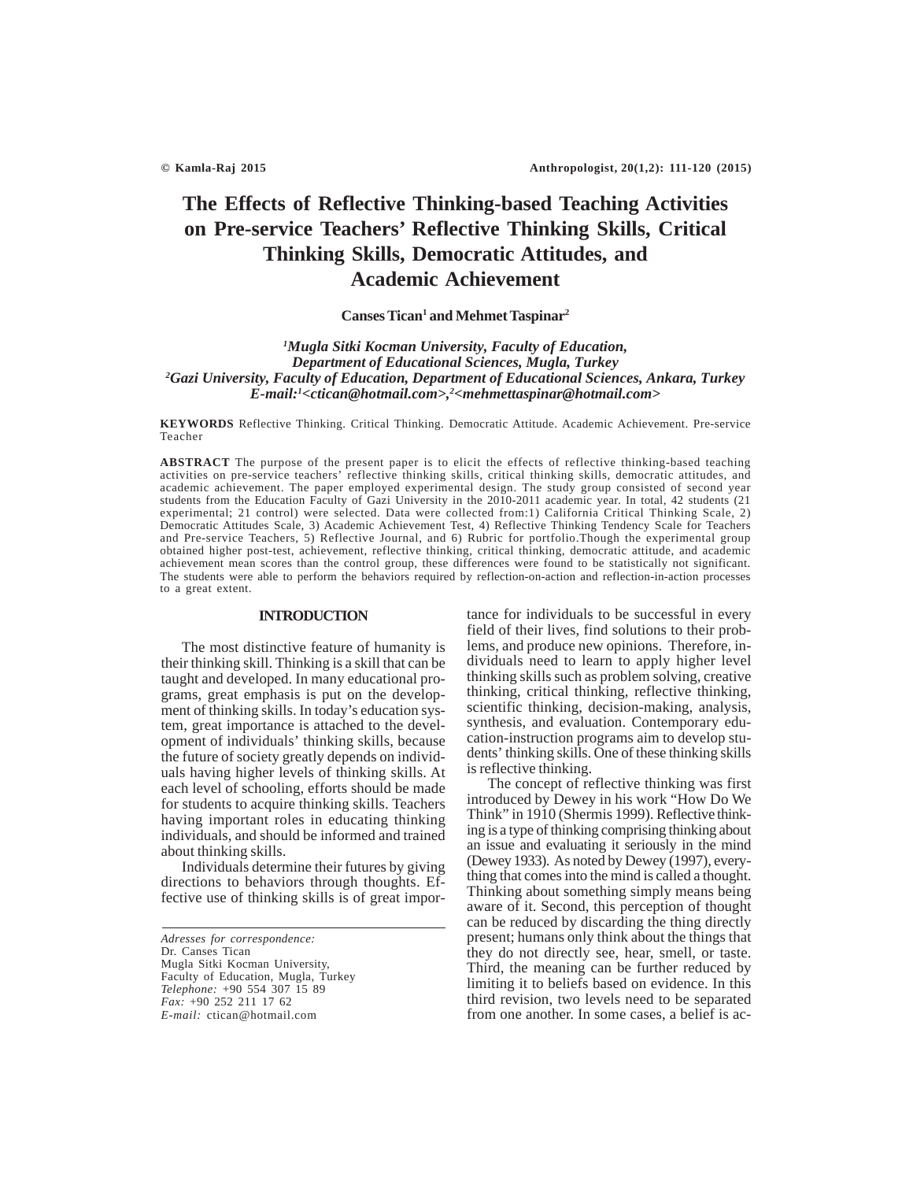# The Effects of Reflective Thinking-based Teaching Activities on Pre-service Teachers' Reflective Thinking Skills, Critical Thinking Skills, Democratic Attitudes, and Academic Achievement

**Canses Tican[1] and Mehmet Taspinar[2]**

*[1]Mugla Sitki Kocman University, Faculty of Education, Department of Educational Sciences, Mugla, Turkey*
*[2]Gazi University, Faculty of Education, Department of Educational Sciences, Ankara, Turkey*
*E-mail:[1]<ctican@hotmail.com>,[2]<mehmettaspinar@hotmail.com>*

**KEYWORDS** Reflective Thinking. Critical Thinking. Democratic Attitude. Academic Achievement. Pre-service Teacher

**ABSTRACT** The purpose of the present paper is to elicit the effects of reflective thinking-based teaching activities on pre-service teachers' reflective thinking skills, critical thinking skills, democratic attitudes, and academic achievement. The paper employed experimental design. The study group consisted of second year students from the Education Faculty of Gazi University in the 2010-2011 academic year. In total, 42 students (21 experimental; 21 control) were selected. Data were collected from:1) California Critical Thinking Scale, 2) Democratic Attitudes Scale, 3) Academic Achievement Test, 4) Reflective Thinking Tendency Scale for Teachers and Pre-service Teachers, 5) Reflective Journal, and 6) Rubric for portfolio.Though the experimental group obtained higher post-test, achievement, reflective thinking, critical thinking, democratic attitude, and academic achievement mean scores than the control group, these differences were found to be statistically not significant. The students were able to perform the behaviors required by reflection-on-action and reflection-in-action processes to a great extent.

## INTRODUCTION

The most distinctive feature of humanity is their thinking skill. Thinking is a skill that can be taught and developed. In many educational programs, great emphasis is put on the development of thinking skills. In today's education system, great importance is attached to the development of individuals' thinking skills, because the future of society greatly depends on individuals having higher levels of thinking skills. At each level of schooling, efforts should be made for students to acquire thinking skills. Teachers having important roles in educating thinking individuals, and should be informed and trained about thinking skills.

Individuals determine their futures by giving directions to behaviors through thoughts. Effective use of thinking skills is of great importance for individuals to be successful in every field of their lives, find solutions to their problems, and produce new opinions. Therefore, individuals need to learn to apply higher level thinking skills such as problem solving, creative thinking, critical thinking, reflective thinking, scientific thinking, decision-making, analysis, synthesis, and evaluation. Contemporary education-instruction programs aim to develop students' thinking skills. One of these thinking skills is reflective thinking.

The concept of reflective thinking was first introduced by Dewey in his work "How Do We Think" in 1910 (Shermis 1999). Reflective thinking is a type of thinking comprising thinking about an issue and evaluating it seriously in the mind (Dewey 1933). As noted by Dewey (1997), everything that comes into the mind is called a thought. Thinking about something simply means being aware of it. Second, this perception of thought can be reduced by discarding the thing directly present; humans only think about the things that they do not directly see, hear, smell, or taste. Third, the meaning can be further reduced by limiting it to beliefs based on evidence. In this third revision, two levels need to be separated from one another. In some cases, a belief is ac-

*Adresses for correspondence:*
Dr. Canses Tican
Mugla Sitki Kocman University,
Faculty of Education, Mugla, Turkey
*Telephone:* +90 554 307 15 89
*Fax:* +90 252 211 17 62
*E-mail:* ctican@hotmail.com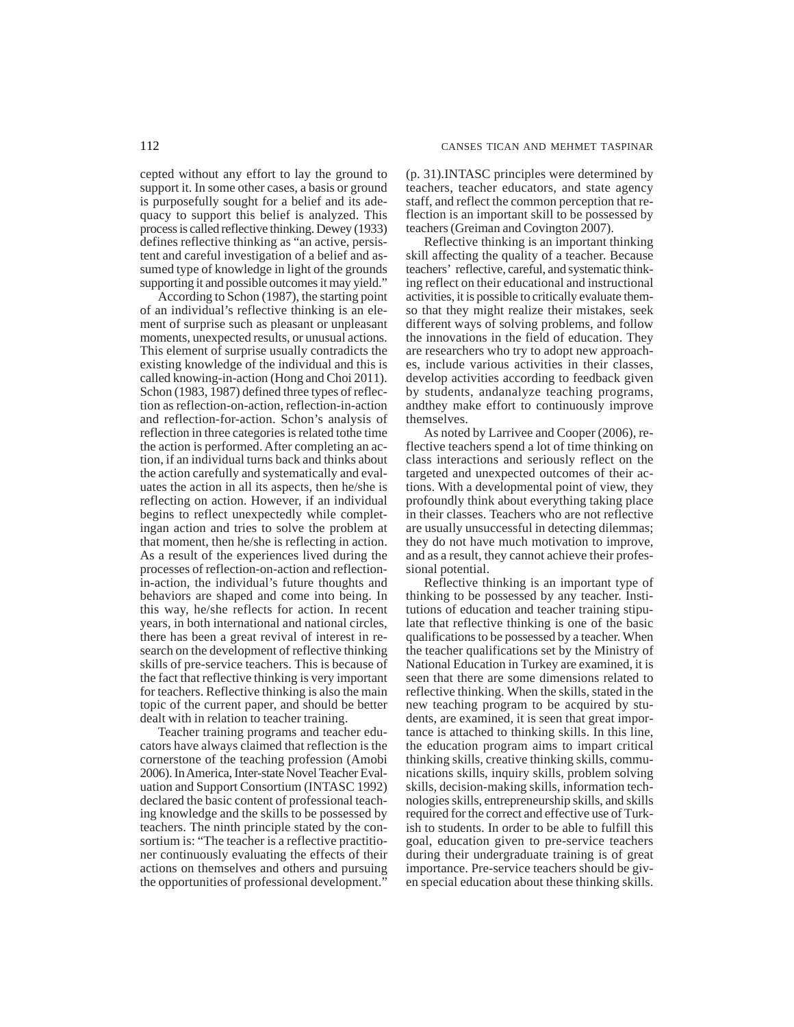cepted without any effort to lay the ground to support it. In some other cases, a basis or ground is purposefully sought for a belief and its adequacy to support this belief is analyzed. This process is called reflective thinking. Dewey (1933) defines reflective thinking as "an active, persistent and careful investigation of a belief and assumed type of knowledge in light of the grounds supporting it and possible outcomes it may yield."

According to Schon (1987), the starting point of an individual's reflective thinking is an element of surprise such as pleasant or unpleasant moments, unexpected results, or unusual actions. This element of surprise usually contradicts the existing knowledge of the individual and this is called knowing-in-action (Hong and Choi 2011). Schon (1983, 1987) defined three types of reflection as reflection-on-action, reflection-in-action and reflection-for-action. Schon's analysis of reflection in three categories is related tothe time the action is performed. After completing an action, if an individual turns back and thinks about the action carefully and systematically and evaluates the action in all its aspects, then he/she is reflecting on action. However, if an individual begins to reflect unexpectedly while completingan action and tries to solve the problem at that moment, then he/she is reflecting in action. As a result of the experiences lived during the processes of reflection-on-action and reflection-in-action, the individual's future thoughts and behaviors are shaped and come into being. In this way, he/she reflects for action. In recent years, in both international and national circles, there has been a great revival of interest in research on the development of reflective thinking skills of pre-service teachers. This is because of the fact that reflective thinking is very important for teachers. Reflective thinking is also the main topic of the current paper, and should be better dealt with in relation to teacher training.

Teacher training programs and teacher educators have always claimed that reflection is the cornerstone of the teaching profession (Amobi 2006). In America, Inter-state Novel Teacher Evaluation and Support Consortium (INTASC 1992) declared the basic content of professional teaching knowledge and the skills to be possessed by teachers. The ninth principle stated by the consortium is: "The teacher is a reflective practitioner continuously evaluating the effects of their actions on themselves and others and pursuing the opportunities of professional development." (p. 31).INTASC principles were determined by teachers, teacher educators, and state agency staff, and reflect the common perception that reflection is an important skill to be possessed by teachers (Greiman and Covington 2007).

Reflective thinking is an important thinking skill affecting the quality of a teacher. Because teachers' reflective, careful, and systematic thinking reflect on their educational and instructional activities, it is possible to critically evaluate themso that they might realize their mistakes, seek different ways of solving problems, and follow the innovations in the field of education. They are researchers who try to adopt new approaches, include various activities in their classes, develop activities according to feedback given by students, andanalyze teaching programs, andthey make effort to continuously improve themselves.

As noted by Larrivee and Cooper (2006), reflective teachers spend a lot of time thinking on class interactions and seriously reflect on the targeted and unexpected outcomes of their actions. With a developmental point of view, they profoundly think about everything taking place in their classes. Teachers who are not reflective are usually unsuccessful in detecting dilemmas; they do not have much motivation to improve, and as a result, they cannot achieve their professional potential.

Reflective thinking is an important type of thinking to be possessed by any teacher. Institutions of education and teacher training stipulate that reflective thinking is one of the basic qualifications to be possessed by a teacher. When the teacher qualifications set by the Ministry of National Education in Turkey are examined, it is seen that there are some dimensions related to reflective thinking. When the skills, stated in the new teaching program to be acquired by students, are examined, it is seen that great importance is attached to thinking skills. In this line, the education program aims to impart critical thinking skills, creative thinking skills, communications skills, inquiry skills, problem solving skills, decision-making skills, information technologies skills, entrepreneurship skills, and skills required for the correct and effective use of Turkish to students. In order to be able to fulfill this goal, education given to pre-service teachers during their undergraduate training is of great importance. Pre-service teachers should be given special education about these thinking skills.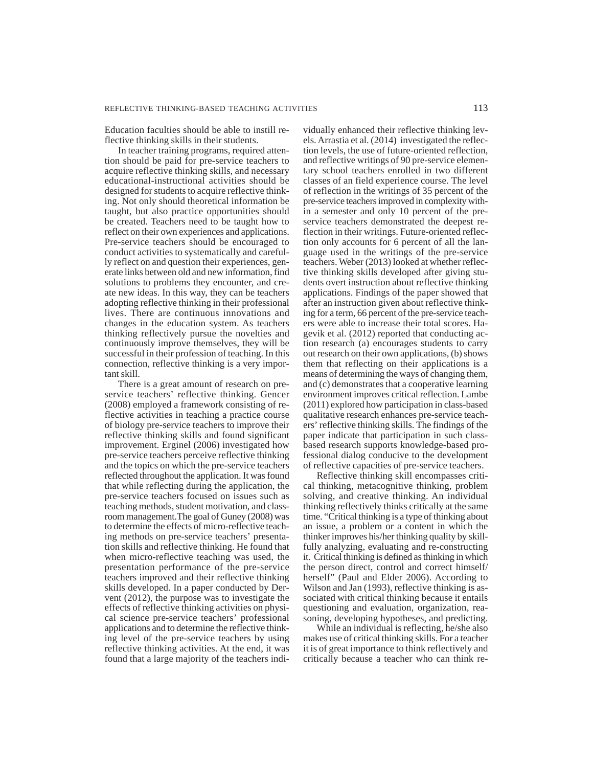Education faculties should be able to instill reflective thinking skills in their students.

In teacher training programs, required attention should be paid for pre-service teachers to acquire reflective thinking skills, and necessary educational-instructional activities should be designed for students to acquire reflective thinking. Not only should theoretical information be taught, but also practice opportunities should be created. Teachers need to be taught how to reflect on their own experiences and applications. Pre-service teachers should be encouraged to conduct activities to systematically and carefully reflect on and question their experiences, generate links between old and new information, find solutions to problems they encounter, and create new ideas. In this way, they can be teachers adopting reflective thinking in their professional lives. There are continuous innovations and changes in the education system. As teachers thinking reflectively pursue the novelties and continuously improve themselves, they will be successful in their profession of teaching. In this connection, reflective thinking is a very important skill.

There is a great amount of research on pre-service teachers' reflective thinking. Gencer (2008) employed a framework consisting of reflective activities in teaching a practice course of biology pre-service teachers to improve their reflective thinking skills and found significant improvement. Erginel (2006) investigated how pre-service teachers perceive reflective thinking and the topics on which the pre-service teachers reflected throughout the application. It was found that while reflecting during the application, the pre-service teachers focused on issues such as teaching methods, student motivation, and classroom management.The goal of Guney (2008) was to determine the effects of micro-reflective teaching methods on pre-service teachers' presentation skills and reflective thinking. He found that when micro-reflective teaching was used, the presentation performance of the pre-service teachers improved and their reflective thinking skills developed. In a paper conducted by Dervent (2012), the purpose was to investigate the effects of reflective thinking activities on physical science pre-service teachers' professional applications and to determine the reflective thinking level of the pre-service teachers by using reflective thinking activities. At the end, it was found that a large majority of the teachers individually enhanced their reflective thinking levels. Arrastia et al. (2014) investigated the reflection levels, the use of future-oriented reflection, and reflective writings of 90 pre-service elementary school teachers enrolled in two different classes of an field experience course. The level of reflection in the writings of 35 percent of the pre-service teachers improved in complexity within a semester and only 10 percent of the pre-service teachers demonstrated the deepest reflection in their writings. Future-oriented reflection only accounts for 6 percent of all the language used in the writings of the pre-service teachers. Weber (2013) looked at whether reflective thinking skills developed after giving students overt instruction about reflective thinking applications. Findings of the paper showed that after an instruction given about reflective thinking for a term, 66 percent of the pre-service teachers were able to increase their total scores. Hagevik et al. (2012) reported that conducting action research (a) encourages students to carry out research on their own applications, (b) shows them that reflecting on their applications is a means of determining the ways of changing them, and (c) demonstrates that a cooperative learning environment improves critical reflection. Lambe (2011) explored how participation in class-based qualitative research enhances pre-service teachers' reflective thinking skills. The findings of the paper indicate that participation in such class-based research supports knowledge-based professional dialog conducive to the development of reflective capacities of pre-service teachers.

Reflective thinking skill encompasses critical thinking, metacognitive thinking, problem solving, and creative thinking. An individual thinking reflectively thinks critically at the same time. "Critical thinking is a type of thinking about an issue, a problem or a content in which the thinker improves his/her thinking quality by skillfully analyzing, evaluating and re-constructing it. Critical thinking is defined as thinking in which the person direct, control and correct himself/herself" (Paul and Elder 2006). According to Wilson and Jan (1993), reflective thinking is associated with critical thinking because it entails questioning and evaluation, organization, reasoning, developing hypotheses, and predicting.

While an individual is reflecting, he/she also makes use of critical thinking skills. For a teacher it is of great importance to think reflectively and critically because a teacher who can think re-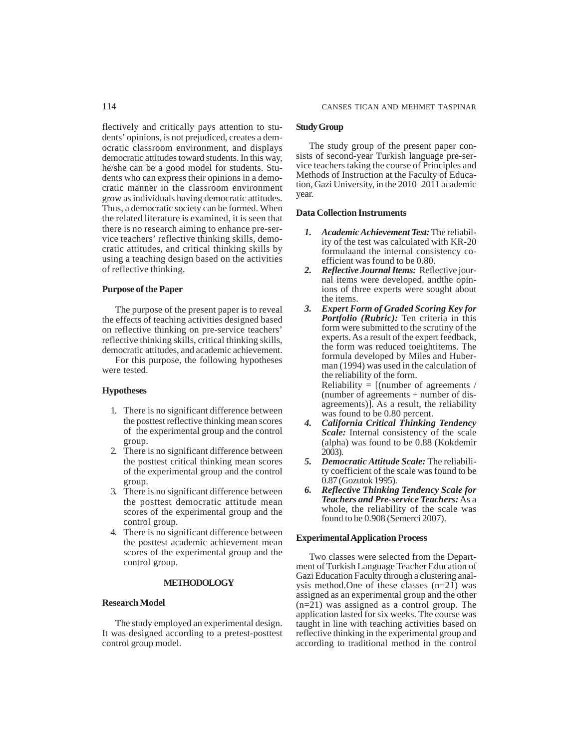flectively and critically pays attention to students' opinions, is not prejudiced, creates a democratic classroom environment, and displays democratic attitudes toward students. In this way, he/she can be a good model for students. Students who can express their opinions in a democratic manner in the classroom environment grow as individuals having democratic attitudes. Thus, a democratic society can be formed. When the related literature is examined, it is seen that there is no research aiming to enhance pre-service teachers' reflective thinking skills, democratic attitudes, and critical thinking skills by using a teaching design based on the activities of reflective thinking.

### Purpose of the Paper

The purpose of the present paper is to reveal the effects of teaching activities designed based on reflective thinking on pre-service teachers' reflective thinking skills, critical thinking skills, democratic attitudes, and academic achievement.

For this purpose, the following hypotheses were tested.

### Hypotheses

1. There is no significant difference between the posttest reflective thinking mean scores of the experimental group and the control group.
2. There is no significant difference between the posttest critical thinking mean scores of the experimental group and the control group.
3. There is no significant difference between the posttest democratic attitude mean scores of the experimental group and the control group.
4. There is no significant difference between the posttest academic achievement mean scores of the experimental group and the control group.

## METHODOLOGY

### Research Model

The study employed an experimental design. It was designed according to a pretest-posttest control group model.

### Study Group

The study group of the present paper consists of second-year Turkish language pre-service teachers taking the course of Principles and Methods of Instruction at the Faculty of Education, Gazi University, in the 2010–2011 academic year.

### Data Collection Instruments

1. ***Academic Achievement Test:*** The reliability of the test was calculated with KR-20 formulaand the internal consistency coefficient was found to be 0.80.
2. ***Reflective Journal Items:*** Reflective journal items were developed, andthe opinions of three experts were sought about the items.
3. ***Expert Form of Graded Scoring Key for Portfolio (Rubric):*** Ten criteria in this form were submitted to the scrutiny of the experts. As a result of the expert feedback, the form was reduced toeightitems. The formula developed by Miles and Huberman (1994) was used in the calculation of the reliability of the form.
   Reliability = [(number of agreements / (number of agreements + number of disagreements)]. As a result, the reliability was found to be 0.80 percent.
4. ***California Critical Thinking Tendency Scale:*** Internal consistency of the scale (alpha) was found to be 0.88 (Kokdemir 2003).
5. ***Democratic Attitude Scale:*** The reliability coefficient of the scale was found to be 0.87 (Gozutok 1995).
6. ***Reflective Thinking Tendency Scale for Teachers and Pre-service Teachers:*** As a whole, the reliability of the scale was found to be 0.908 (Semerci 2007).

### Experimental Application Process

Two classes were selected from the Department of Turkish Language Teacher Education of Gazi Education Faculty through a clustering analysis method.One of these classes (n=21) was assigned as an experimental group and the other (n=21) was assigned as a control group. The application lasted for six weeks. The course was taught in line with teaching activities based on reflective thinking in the experimental group and according to traditional method in the control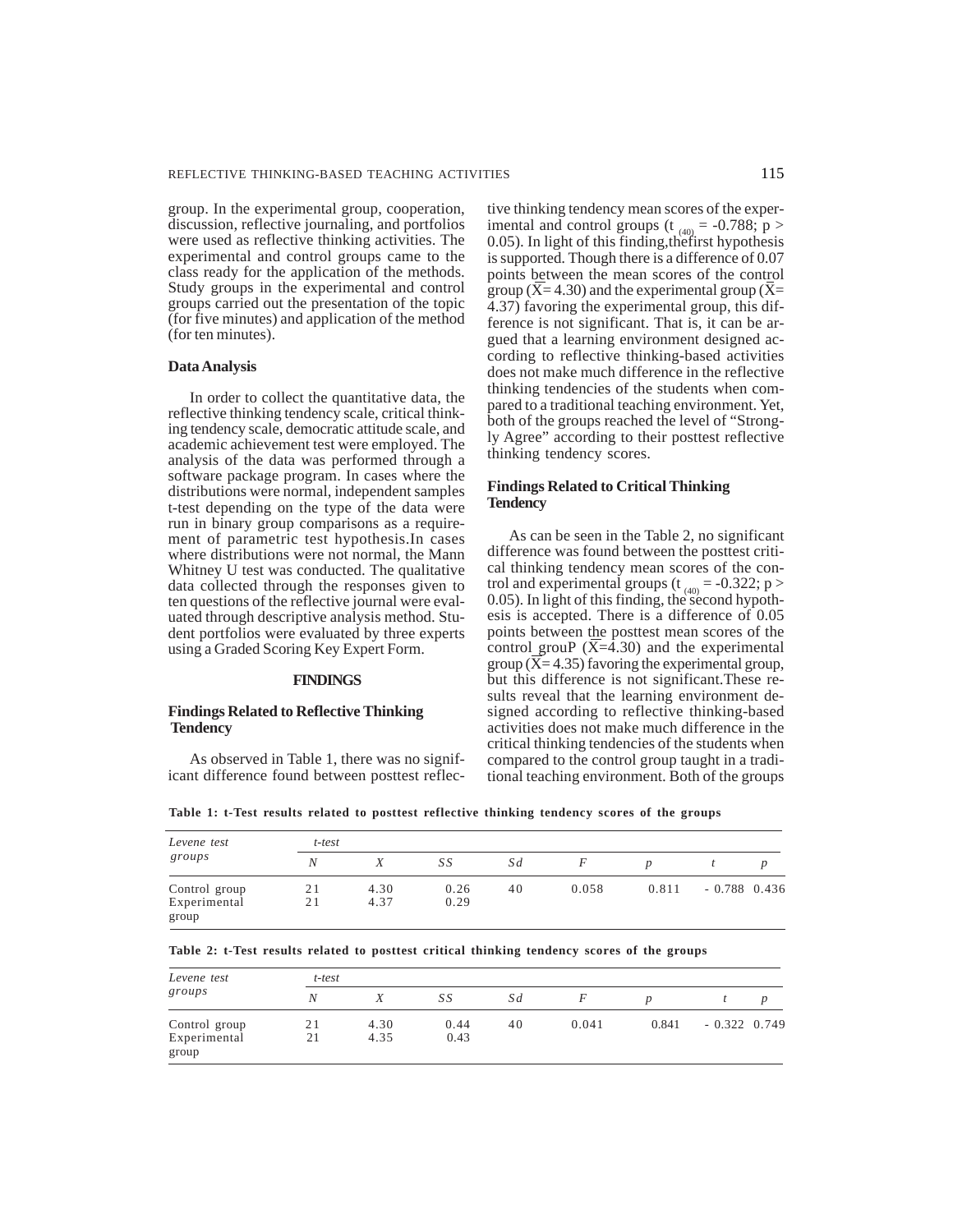group. In the experimental group, cooperation, discussion, reflective journaling, and portfolios were used as reflective thinking activities. The experimental and control groups came to the class ready for the application of the methods. Study groups in the experimental and control groups carried out the presentation of the topic (for five minutes) and application of the method (for ten minutes).

### Data Analysis

In order to collect the quantitative data, the reflective thinking tendency scale, critical thinking tendency scale, democratic attitude scale, and academic achievement test were employed. The analysis of the data was performed through a software package program. In cases where the distributions were normal, independent samples t-test depending on the type of the data were run in binary group comparisons as a requirement of parametric test hypothesis.In cases where distributions were not normal, the Mann Whitney U test was conducted. The qualitative data collected through the responses given to ten questions of the reflective journal were evaluated through descriptive analysis method. Student portfolios were evaluated by three experts using a Graded Scoring Key Expert Form.

## FINDINGS

### Findings Related to Reflective Thinking Tendency

As observed in Table 1, there was no significant difference found between posttest reflective thinking tendency mean scores of the experimental and control groups ($t_{(40)} = -0.788$; $p > 0.05$). In light of this finding,thefirst hypothesis is supported. Though there is a difference of 0.07 points between the mean scores of the control group ($\bar{X}= 4.30$) and the experimental group ($\bar{X}= 4.37$) favoring the experimental group, this difference is not significant. That is, it can be argued that a learning environment designed according to reflective thinking-based activities does not make much difference in the reflective thinking tendencies of the students when compared to a traditional teaching environment. Yet, both of the groups reached the level of "Strongly Agree" according to their posttest reflective thinking tendency scores.

### Findings Related to Critical Thinking Tendency

As can be seen in the Table 2, no significant difference was found between the posttest critical thinking tendency mean scores of the control and experimental groups ($t_{(40)} = -0.322$; $p > 0.05$). In light of this finding, the second hypothesis is accepted. There is a difference of 0.05 points between the posttest mean scores of the control grouP ($\bar{X}=4.30$) and the experimental group ($\bar{X}= 4.35$) favoring the experimental group, but this difference is not significant.These results reveal that the learning environment designed according to reflective thinking-based activities does not make much difference in the critical thinking tendencies of the students when compared to the control group taught in a traditional teaching environment. Both of the groups

**Table 1: t-Test results related to posttest reflective thinking tendency scores of the groups**

| *Levene test* *groups* | *t-test* | | | | | | | |
|---|---|---|---|---|---|---|---|---|
| | *N* | *X* | *SS* | *Sd* | *F* | *p* | *t* | *p* |
| Control group | 21 | 4.30 | 0.26 | 40 | 0.058 | 0.811 | -0.788 | 0.436 |
| Experimental group | 21 | 4.37 | 0.29 | | | | | |

**Table 2: t-Test results related to posttest critical thinking tendency scores of the groups**

| *Levene test* *groups* | *t-test* | | | | | | | |
|---|---|---|---|---|---|---|---|---|
| | *N* | *X* | *SS* | *Sd* | *F* | *p* | *t* | *p* |
| Control group | 21 | 4.30 | 0.44 | 40 | 0.041 | 0.841 | -0.322 | 0.749 |
| Experimental group | 21 | 4.35 | 0.43 | | | | | |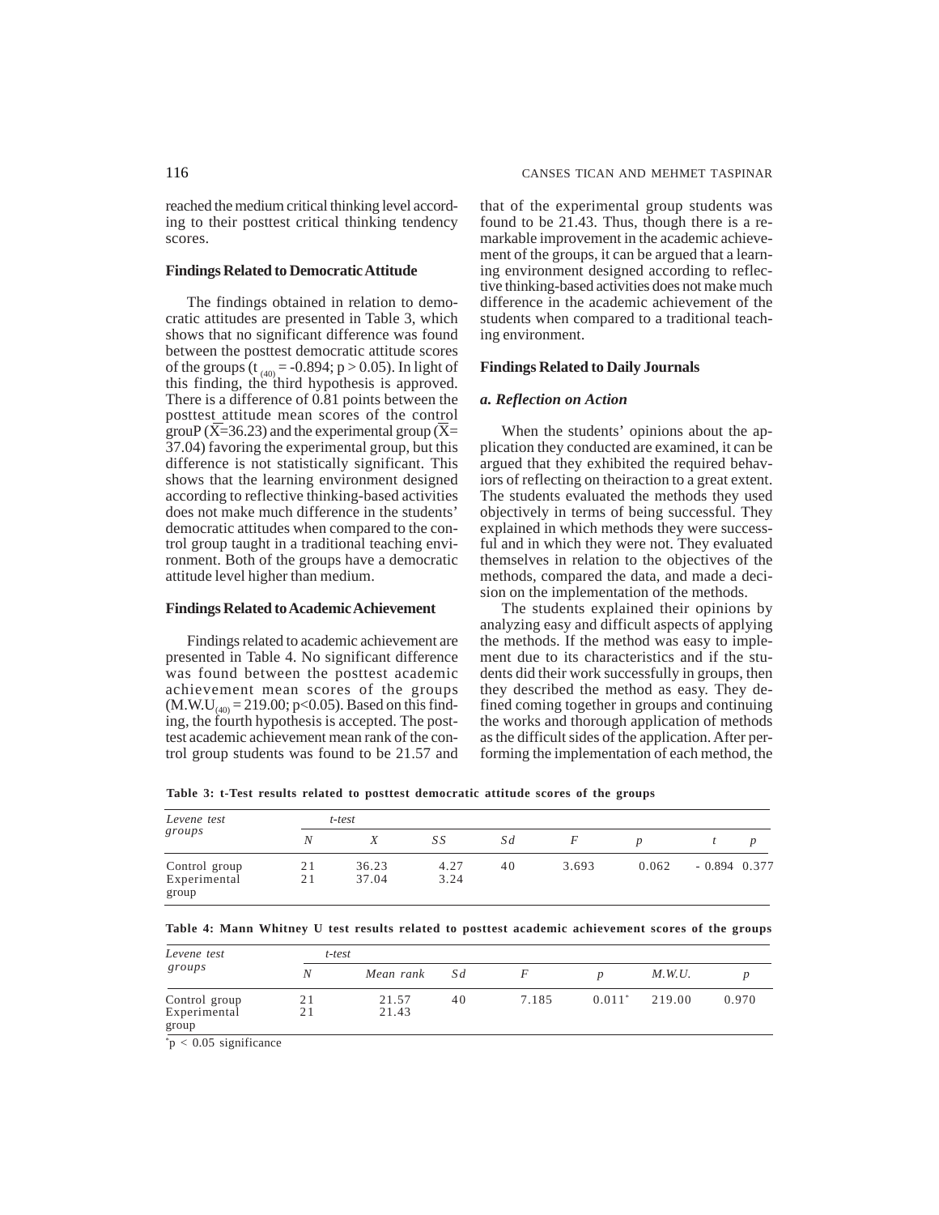reached the medium critical thinking level according to their posttest critical thinking tendency scores.

### Findings Related to Democratic Attitude

The findings obtained in relation to democratic attitudes are presented in Table 3, which shows that no significant difference was found between the posttest democratic attitude scores of the groups ($t_{(40)} = -0.894$; $p > 0.05$). In light of this finding, the third hypothesis is approved. There is a difference of 0.81 points between the posttest attitude mean scores of the control grouP ($\overline{X}$=36.23) and the experimental group ($\overline{X}$= 37.04) favoring the experimental group, but this difference is not statistically significant. This shows that the learning environment designed according to reflective thinking-based activities does not make much difference in the students' democratic attitudes when compared to the control group taught in a traditional teaching environment. Both of the groups have a democratic attitude level higher than medium.

### Findings Related to Academic Achievement

Findings related to academic achievement are presented in Table 4. No significant difference was found between the posttest academic achievement mean scores of the groups ($M.W.U_{(40)} = 219.00$; $p<0.05$). Based on this finding, the fourth hypothesis is accepted. The posttest academic achievement mean rank of the control group students was found to be 21.57 and that of the experimental group students was found to be 21.43. Thus, though there is a remarkable improvement in the academic achievement of the groups, it can be argued that a learning environment designed according to reflective thinking-based activities does not make much difference in the academic achievement of the students when compared to a traditional teaching environment.

### Findings Related to Daily Journals

#### *a. Reflection on Action*

When the students' opinions about the application they conducted are examined, it can be argued that they exhibited the required behaviors of reflecting on theiraction to a great extent. The students evaluated the methods they used objectively in terms of being successful. They explained in which methods they were successful and in which they were not. They evaluated themselves in relation to the objectives of the methods, compared the data, and made a decision on the implementation of the methods.

The students explained their opinions by analyzing easy and difficult aspects of applying the methods. If the method was easy to implement due to its characteristics and if the students did their work successfully in groups, then they described the method as easy. They defined coming together in groups and continuing the works and thorough application of methods as the difficult sides of the application. After performing the implementation of each method, the

**Table 3: t-Test results related to posttest democratic attitude scores of the groups**

| *Levene test* | *t-test* | | | | | | | |
|---|---|---|---|---|---|---|---|---|
| *groups* | *N* | *X* | *SS* | *Sd* | *F* | *p* | *t* | *p* |
| Control group | 21 | 36.23 | 4.27 | 40 | 3.693 | 0.062 | -0.894 | 0.377 |
| Experimental group | 21 | 37.04 | 3.24 | | | | | |

**Table 4: Mann Whitney U test results related to posttest academic achievement scores of the groups**

| *Levene test* | *t-test* | | | | | | |
|---|---|---|---|---|---|---|---|
| *groups* | *N* | *Mean rank* | *Sd* | *F* | *p* | *M.W.U.* | *p* |
| Control group | 21 | 21.57 | 40 | 7.185 | 0.011* | 219.00 | 0.970 |
| Experimental group | 21 | 21.43 | | | | | |

*p < 0.05 significance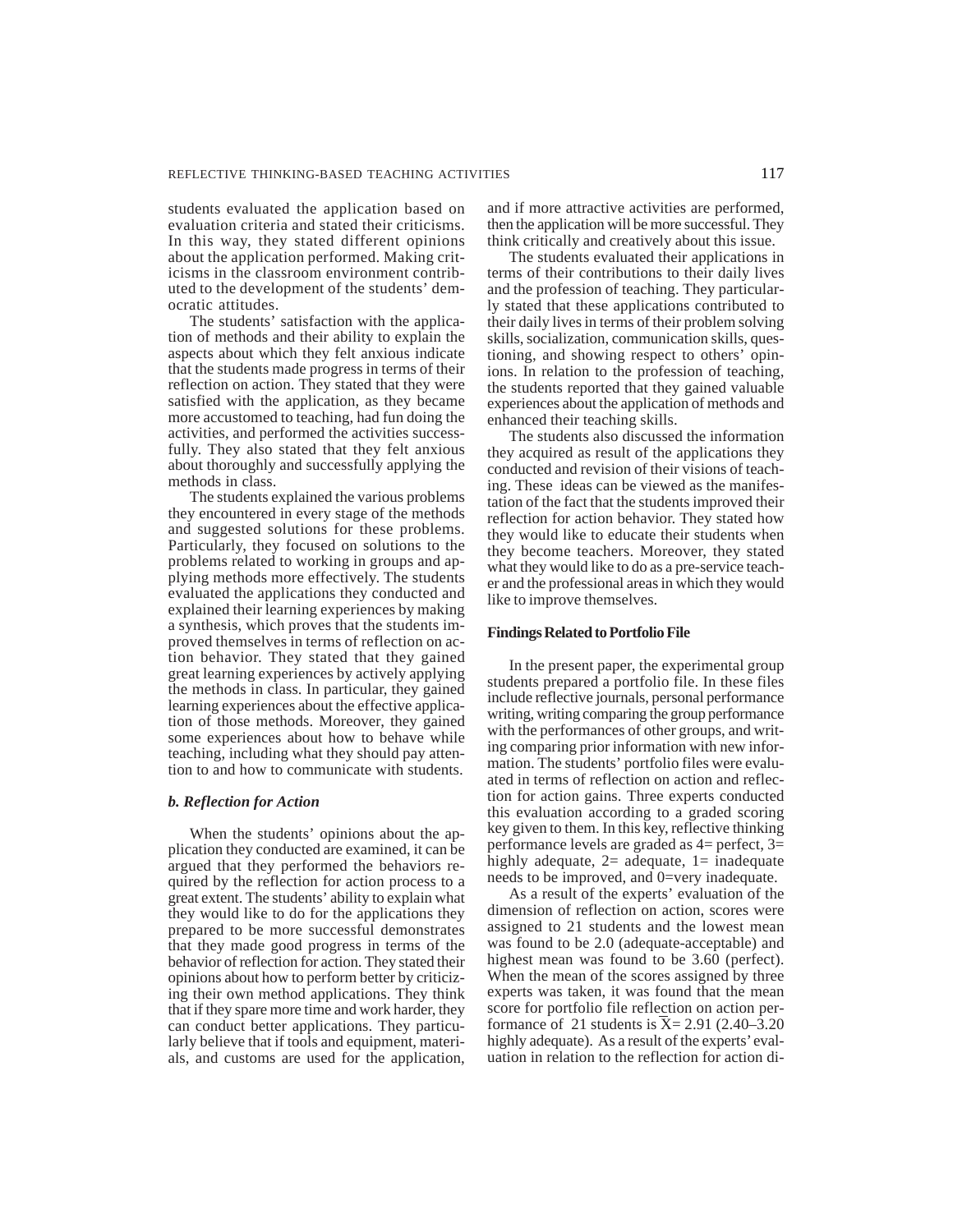students evaluated the application based on evaluation criteria and stated their criticisms. In this way, they stated different opinions about the application performed. Making criticisms in the classroom environment contributed to the development of the students' democratic attitudes.

The students' satisfaction with the application of methods and their ability to explain the aspects about which they felt anxious indicate that the students made progress in terms of their reflection on action. They stated that they were satisfied with the application, as they became more accustomed to teaching, had fun doing the activities, and performed the activities successfully. They also stated that they felt anxious about thoroughly and successfully applying the methods in class.

The students explained the various problems they encountered in every stage of the methods and suggested solutions for these problems. Particularly, they focused on solutions to the problems related to working in groups and applying methods more effectively. The students evaluated the applications they conducted and explained their learning experiences by making a synthesis, which proves that the students improved themselves in terms of reflection on action behavior. They stated that they gained great learning experiences by actively applying the methods in class. In particular, they gained learning experiences about the effective application of those methods. Moreover, they gained some experiences about how to behave while teaching, including what they should pay attention to and how to communicate with students.

### *b. Reflection for Action*

When the students' opinions about the application they conducted are examined, it can be argued that they performed the behaviors required by the reflection for action process to a great extent. The students' ability to explain what they would like to do for the applications they prepared to be more successful demonstrates that they made good progress in terms of the behavior of reflection for action. They stated their opinions about how to perform better by criticizing their own method applications. They think that if they spare more time and work harder, they can conduct better applications. They particularly believe that if tools and equipment, materials, and customs are used for the application, and if more attractive activities are performed, then the application will be more successful. They think critically and creatively about this issue.

The students evaluated their applications in terms of their contributions to their daily lives and the profession of teaching. They particularly stated that these applications contributed to their daily lives in terms of their problem solving skills, socialization, communication skills, questioning, and showing respect to others' opinions. In relation to the profession of teaching, the students reported that they gained valuable experiences about the application of methods and enhanced their teaching skills.

The students also discussed the information they acquired as result of the applications they conducted and revision of their visions of teaching. These ideas can be viewed as the manifestation of the fact that the students improved their reflection for action behavior. They stated how they would like to educate their students when they become teachers. Moreover, they stated what they would like to do as a pre-service teacher and the professional areas in which they would like to improve themselves.

### Findings Related to Portfolio File

In the present paper, the experimental group students prepared a portfolio file. In these files include reflective journals, personal performance writing, writing comparing the group performance with the performances of other groups, and writing comparing prior information with new information. The students' portfolio files were evaluated in terms of reflection on action and reflection for action gains. Three experts conducted this evaluation according to a graded scoring key given to them. In this key, reflective thinking performance levels are graded as 4= perfect, 3= highly adequate, 2= adequate, 1= inadequate needs to be improved, and 0=very inadequate.

As a result of the experts' evaluation of the dimension of reflection on action, scores were assigned to 21 students and the lowest mean was found to be 2.0 (adequate-acceptable) and highest mean was found to be 3.60 (perfect). When the mean of the scores assigned by three experts was taken, it was found that the mean score for portfolio file reflection on action performance of 21 students is $\overline{X}$= 2.91 (2.40–3.20 highly adequate). As a result of the experts' evaluation in relation to the reflection for action di-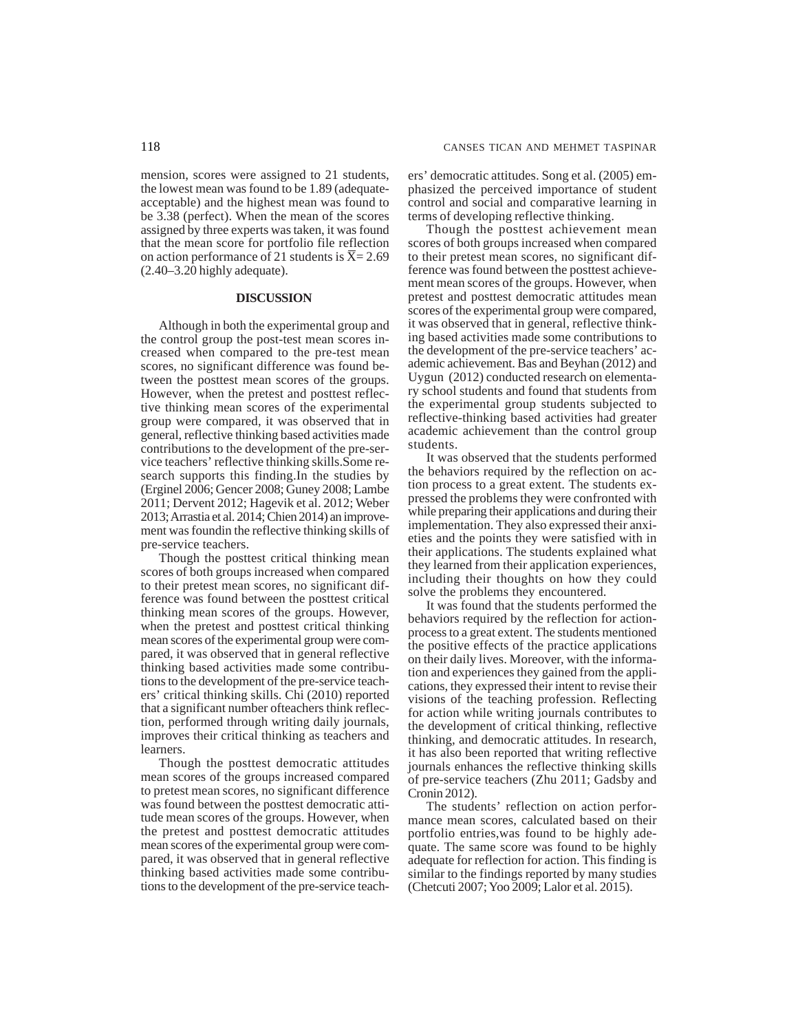mension, scores were assigned to 21 students, the lowest mean was found to be 1.89 (adequate-acceptable) and the highest mean was found to be 3.38 (perfect). When the mean of the scores assigned by three experts was taken, it was found that the mean score for portfolio file reflection on action performance of 21 students is $\overline{X}= 2.69$ (2.40–3.20 highly adequate).

## DISCUSSION

Although in both the experimental group and the control group the post-test mean scores increased when compared to the pre-test mean scores, no significant difference was found between the posttest mean scores of the groups. However, when the pretest and posttest reflective thinking mean scores of the experimental group were compared, it was observed that in general, reflective thinking based activities made contributions to the development of the pre-service teachers' reflective thinking skills.Some research supports this finding.In the studies by (Erginel 2006; Gencer 2008; Guney 2008; Lambe 2011; Dervent 2012; Hagevik et al. 2012; Weber 2013; Arrastia et al. 2014; Chien 2014) an improvement was foundin the reflective thinking skills of pre-service teachers.

Though the posttest critical thinking mean scores of both groups increased when compared to their pretest mean scores, no significant difference was found between the posttest critical thinking mean scores of the groups. However, when the pretest and posttest critical thinking mean scores of the experimental group were compared, it was observed that in general reflective thinking based activities made some contributions to the development of the pre-service teachers' critical thinking skills. Chi (2010) reported that a significant number ofteachers think reflection, performed through writing daily journals, improves their critical thinking as teachers and learners.

Though the posttest democratic attitudes mean scores of the groups increased compared to pretest mean scores, no significant difference was found between the posttest democratic attitude mean scores of the groups. However, when the pretest and posttest democratic attitudes mean scores of the experimental group were compared, it was observed that in general reflective thinking based activities made some contributions to the development of the pre-service teachers' democratic attitudes. Song et al. (2005) emphasized the perceived importance of student control and social and comparative learning in terms of developing reflective thinking.

Though the posttest achievement mean scores of both groups increased when compared to their pretest mean scores, no significant difference was found between the posttest achievement mean scores of the groups. However, when pretest and posttest democratic attitudes mean scores of the experimental group were compared, it was observed that in general, reflective thinking based activities made some contributions to the development of the pre-service teachers' academic achievement. Bas and Beyhan (2012) and Uygun (2012) conducted research on elementary school students and found that students from the experimental group students subjected to reflective-thinking based activities had greater academic achievement than the control group students.

It was observed that the students performed the behaviors required by the reflection on action process to a great extent. The students expressed the problems they were confronted with while preparing their applications and during their implementation. They also expressed their anxieties and the points they were satisfied with in their applications. The students explained what they learned from their application experiences, including their thoughts on how they could solve the problems they encountered.

It was found that the students performed the behaviors required by the reflection for action-process to a great extent. The students mentioned the positive effects of the practice applications on their daily lives. Moreover, with the information and experiences they gained from the applications, they expressed their intent to revise their visions of the teaching profession. Reflecting for action while writing journals contributes to the development of critical thinking, reflective thinking, and democratic attitudes. In research, it has also been reported that writing reflective journals enhances the reflective thinking skills of pre-service teachers (Zhu 2011; Gadsby and Cronin 2012).

The students' reflection on action performance mean scores, calculated based on their portfolio entries,was found to be highly adequate. The same score was found to be highly adequate for reflection for action. This finding is similar to the findings reported by many studies (Chetcuti 2007; Yoo 2009; Lalor et al. 2015).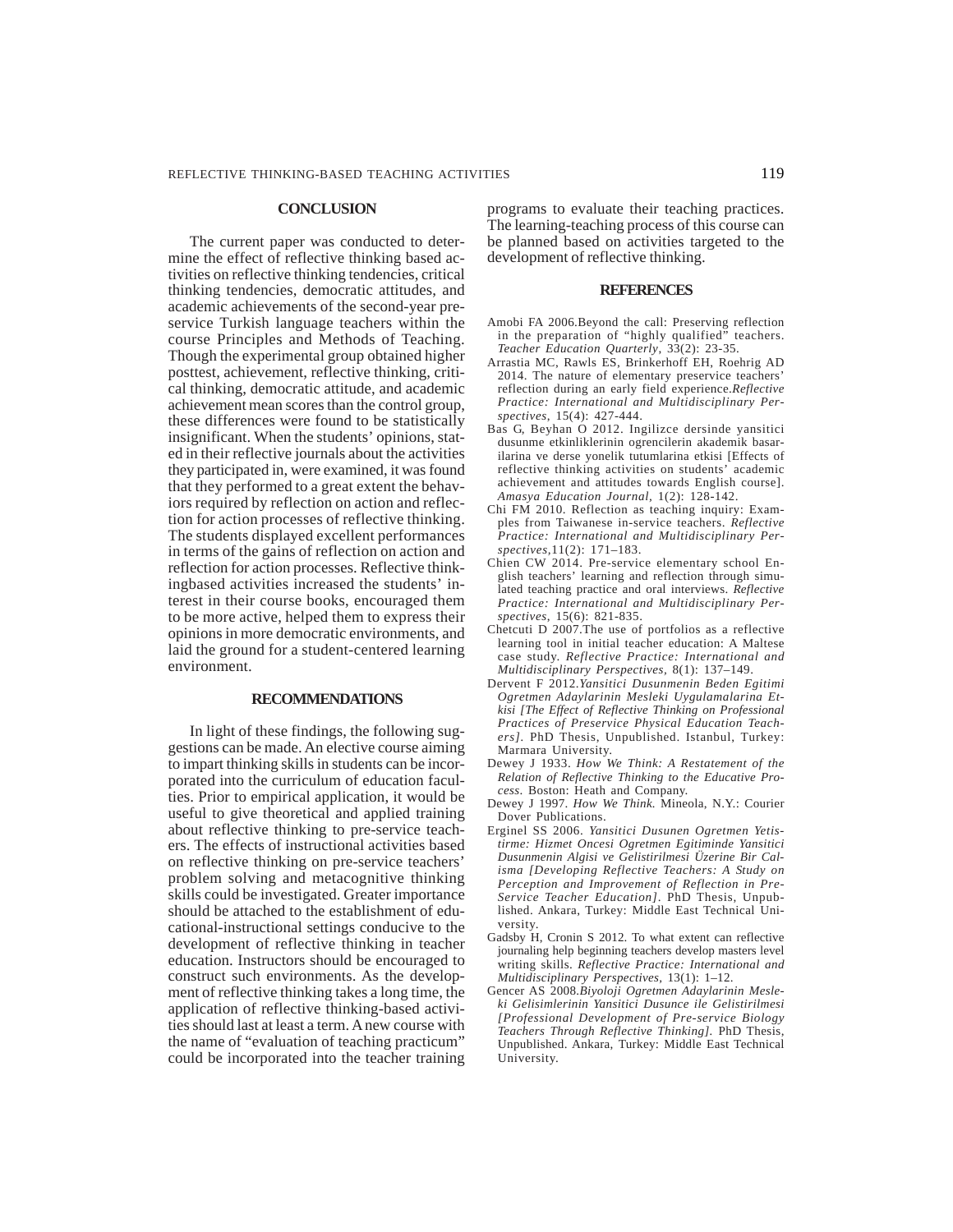## CONCLUSION

The current paper was conducted to determine the effect of reflective thinking based activities on reflective thinking tendencies, critical thinking tendencies, democratic attitudes, and academic achievements of the second-year pre-service Turkish language teachers within the course Principles and Methods of Teaching. Though the experimental group obtained higher posttest, achievement, reflective thinking, critical thinking, democratic attitude, and academic achievement mean scores than the control group, these differences were found to be statistically insignificant. When the students' opinions, stated in their reflective journals about the activities they participated in, were examined, it was found that they performed to a great extent the behaviors required by reflection on action and reflection for action processes of reflective thinking. The students displayed excellent performances in terms of the gains of reflection on action and reflection for action processes. Reflective thinkingbased activities increased the students' interest in their course books, encouraged them to be more active, helped them to express their opinions in more democratic environments, and laid the ground for a student-centered learning environment.

## RECOMMENDATIONS

In light of these findings, the following suggestions can be made. An elective course aiming to impart thinking skills in students can be incorporated into the curriculum of education faculties. Prior to empirical application, it would be useful to give theoretical and applied training about reflective thinking to pre-service teachers. The effects of instructional activities based on reflective thinking on pre-service teachers' problem solving and metacognitive thinking skills could be investigated. Greater importance should be attached to the establishment of educational-instructional settings conducive to the development of reflective thinking in teacher education. Instructors should be encouraged to construct such environments. As the development of reflective thinking takes a long time, the application of reflective thinking-based activities should last at least a term. A new course with the name of "evaluation of teaching practicum" could be incorporated into the teacher training programs to evaluate their teaching practices. The learning-teaching process of this course can be planned based on activities targeted to the development of reflective thinking.

## REFERENCES

Amobi FA 2006.Beyond the call: Preserving reflection in the preparation of "highly qualified" teachers. *Teacher Education Quarterly*, 33(2): 23-35.

Arrastia MC, Rawls ES, Brinkerhoff EH, Roehrig AD 2014. The nature of elementary preservice teachers' reflection during an early field experience.*Reflective Practice: International and Multidisciplinary Perspectives*, 15(4): 427-444.

Bas G, Beyhan O 2012. Ingilizce dersinde yansitici dusunme etkinliklerinin ogrencilerin akademik basarilarina ve derse yonelik tutumlarina etkisi [Effects of reflective thinking activities on students' academic achievement and attitudes towards English course]. *Amasya Education Journal*, 1(2): 128-142.

Chi FM 2010. Reflection as teaching inquiry: Examples from Taiwanese in-service teachers. *Reflective Practice: International and Multidisciplinary Perspectives*,11(2): 171–183.

Chien CW 2014. Pre-service elementary school English teachers' learning and reflection through simulated teaching practice and oral interviews. *Reflective Practice: International and Multidisciplinary Perspectives*, 15(6): 821-835.

Chetcuti D 2007.The use of portfolios as a reflective learning tool in initial teacher education: A Maltese case study. *Reflective Practice: International and Multidisciplinary Perspectives*, 8(1): 137–149.

Dervent F 2012.*Yansitici Dusunmenin Beden Egitimi Ogretmen Adaylarinin Mesleki Uygulamalarina Etkisi [The Effect of Reflective Thinking on Professional Practices of Preservice Physical Education Teachers]*. PhD Thesis, Unpublished. Istanbul, Turkey: Marmara University.

Dewey J 1933. *How We Think: A Restatement of the Relation of Reflective Thinking to the Educative Process*. Boston: Heath and Company.

Dewey J 1997. *How We Think.* Mineola, N.Y.: Courier Dover Publications.

Erginel SS 2006. *Yansitici Dusunen Ogretmen Yetistirme: Hizmet Oncesi Ogretmen Egitiminde Yansitici Dusunmenin Algisi ve Gelistirilmesi Üzerine Bir Calisma [Developing Reflective Teachers: A Study on Perception and Improvement of Reflection in Pre-Service Teacher Education]*. PhD Thesis, Unpublished. Ankara, Turkey: Middle East Technical University.

Gadsby H, Cronin S 2012. To what extent can reflective journaling help beginning teachers develop masters level writing skills. *Reflective Practice: International and Multidisciplinary Perspectives*, 13(1): 1–12.

Gencer AS 2008.*Biyoloji Ogretmen Adaylarinin Mesleki Gelisimlerinin Yansitici Dusunce ile Gelistirilmesi [Professional Development of Pre-service Biology Teachers Through Reflective Thinking]*. PhD Thesis, Unpublished. Ankara, Turkey: Middle East Technical University.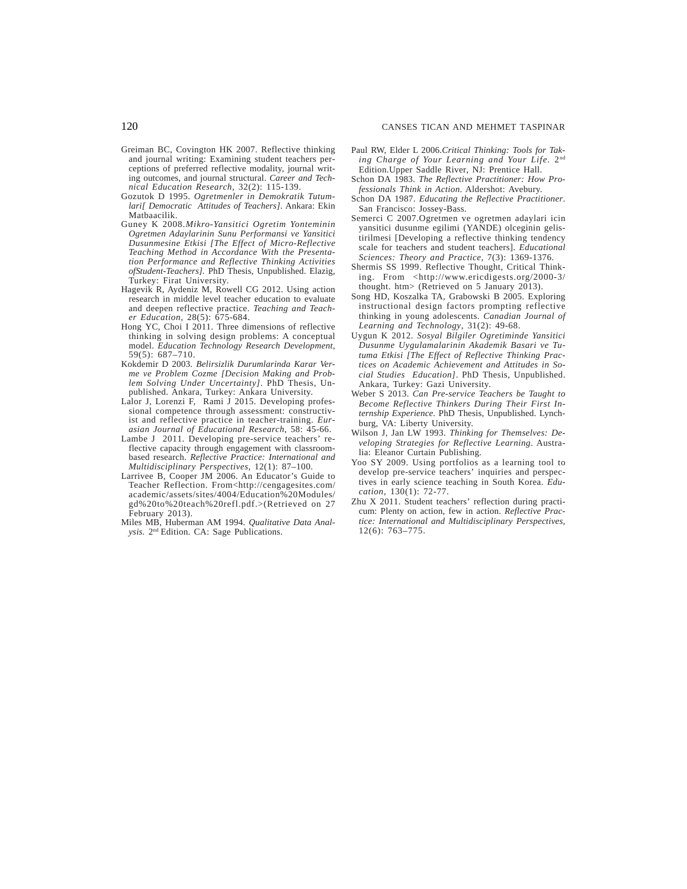Greiman BC, Covington HK 2007. Reflective thinking and journal writing: Examining student teachers perceptions of preferred reflective modality, journal writing outcomes, and journal structural. *Career and Technical Education Research*, 32(2): 115-139.

Gozutok D 1995. *Ogretmenler in Demokratik Tutumlari[ Democratic Attitudes of Teachers]*. Ankara: Ekin Matbaacilik.

Guney K 2008.*Mikro-Yansitici Ogretim Yonteminin Ogretmen Adaylarinin Sunu Performansi ve Yansitici Dusunmesine Etkisi [The Effect of Micro-Reflective Teaching Method in Accordance With the Presentation Performance and Reflective Thinking Activities ofStudent-Teachers]*. PhD Thesis, Unpublished. Elazig, Turkey: Firat University.

Hagevik R, Aydeniz M, Rowell CG 2012. Using action research in middle level teacher education to evaluate and deepen reflective practice. *Teaching and Teacher Education*, 28(5): 675-684.

Hong YC, Choi I 2011. Three dimensions of reflective thinking in solving design problems: A conceptual model. *Education Technology Research Development*, 59(5): 687–710.

Kokdemir D 2003. *Belirsizlik Durumlarinda Karar Verme ve Problem Cozme [Decision Making and Problem Solving Under Uncertainty]*. PhD Thesis, Unpublished. Ankara, Turkey: Ankara University.

Lalor J, Lorenzi F, Rami J 2015. Developing professional competence through assessment: constructivist and reflective practice in teacher-training. *Eurasian Journal of Educational Research*, 58: 45-66.

Lambe J 2011. Developing pre-service teachers' reflective capacity through engagement with classroom-based research. *Reflective Practice: International and Multidisciplinary Perspectives*, 12(1): 87–100.

Larrivee B, Cooper JM 2006. An Educator's Guide to Teacher Reflection. From<http://cengagesites.com/academic/assets/sites/4004/Education%20Modules/gd%20to%20teach%20refl.pdf.>(Retrieved on 27 February 2013).

Miles MB, Huberman AM 1994. *Qualitative Data Analysis*. 2nd Edition. CA: Sage Publications.

Paul RW, Elder L 2006.*Critical Thinking: Tools for Taking Charge of Your Learning and Your Life*. 2nd Edition.Upper Saddle River, NJ: Prentice Hall.

Schon DA 1983. *The Reflective Practitioner: How Professionals Think in Action*. Aldershot: Avebury.

Schon DA 1987. *Educating the Reflective Practitioner*. San Francisco: Jossey-Bass.

Semerci C 2007.Ogretmen ve ogretmen adaylari icin yansitici dusunme egilimi (YANDE) olceginin gelistirilmesi [Developing a reflective thinking tendency scale for teachers and student teachers]. *Educational Sciences: Theory and Practice*, 7(3): 1369-1376.

Shermis SS 1999. Reflective Thought, Critical Thinking. From <http://www.ericdigests.org/2000-3/thought. htm> (Retrieved on 5 January 2013).

Song HD, Koszalka TA, Grabowski B 2005. Exploring instructional design factors prompting reflective thinking in young adolescents. *Canadian Journal of Learning and Technology*, 31(2): 49-68.

Uygun K 2012. *Sosyal Bilgiler Ogretiminde Yansitici Dusunme Uygulamalarinin Akademik Basari ve Tutuma Etkisi [The Effect of Reflective Thinking Practices on Academic Achievement and Attitudes in Social Studies Education]*. PhD Thesis, Unpublished. Ankara, Turkey: Gazi University.

Weber S 2013. *Can Pre-service Teachers be Taught to Become Reflective Thinkers During Their First Internship Experience.* PhD Thesis, Unpublished. Lynchburg, VA: Liberty University.

Wilson J, Jan LW 1993. *Thinking for Themselves: Developing Strategies for Reflective Learning*. Australia: Eleanor Curtain Publishing.

Yoo SY 2009. Using portfolios as a learning tool to develop pre-service teachers' inquiries and perspectives in early science teaching in South Korea. *Education*, 130(1): 72-77.

Zhu X 2011. Student teachers' reflection during practicum: Plenty on action, few in action. *Reflective Practice: International and Multidisciplinary Perspectives*, 12(6): 763–775.